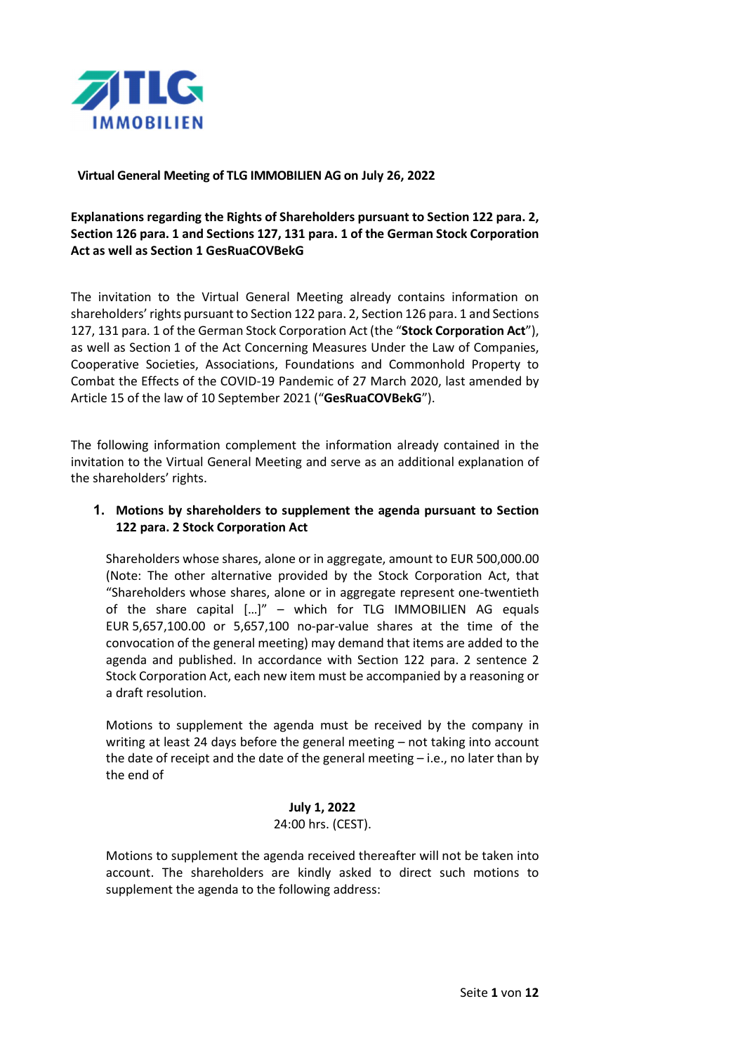**Virtual General Meeting of TLG IMMOBILIEN AG on July 26, 2022**

**Explanations regarding the Rights of Shareholders pursuant to Section 122 para. 2, Section 126 para. 1 and Sections 127, 131 para. 1 of the German Stock Corporation Act as well as Section 1 GesRuaCOVBekG**

The invitation to the Virtual General Meeting already contains information on shareholders' rights pursuant to Section 122 para. 2, Section 126 para. 1 and Sections 127, 131 para. 1 of the German Stock Corporation Act (the "**Stock Corporation Act**"), as well as Section 1 of the Act Concerning Measures Under the Law of Companies, Cooperative Societies, Associations, Foundations and Commonhold Property to Combat the Effects of the COVID-19 Pandemic of 27 March 2020, last amended by Article 15 of the law of 10 September 2021 ("**GesRuaCOVBekG**").

The following information complement the information already contained in the invitation to the Virtual General Meeting and serve as an additional explanation of the shareholders' rights.

## 1. Motions by shareholders to supplement the agenda pursuant to Section 122 para. 2 Stock Corporation Act

Shareholders whose shares, alone or in aggregate, amount to EUR 500,000.00 (Note: The other alternative provided by the Stock Corporation Act, that "Shareholders whose shares, alone or in aggregate represent one-twentieth of the share capital […]" – which for TLG IMMOBILIEN AG equals EUR 5,657,100.00 or 5,657,100 no-par-value shares at the time of the convocation of the general meeting) may demand that items are added to the agenda and published. In accordance with Section 122 para. 2 sentence 2 Stock Corporation Act, each new item must be accompanied by a reasoning or a draft resolution.

Motions to supplement the agenda must be received by the company in writing at least 24 days before the general meeting – not taking into account the date of receipt and the date of the general meeting – i.e., no later than by the end of

**July 1, 2022**
24:00 hrs. (CEST).

Motions to supplement the agenda received thereafter will not be taken into account. The shareholders are kindly asked to direct such motions to supplement the agenda to the following address: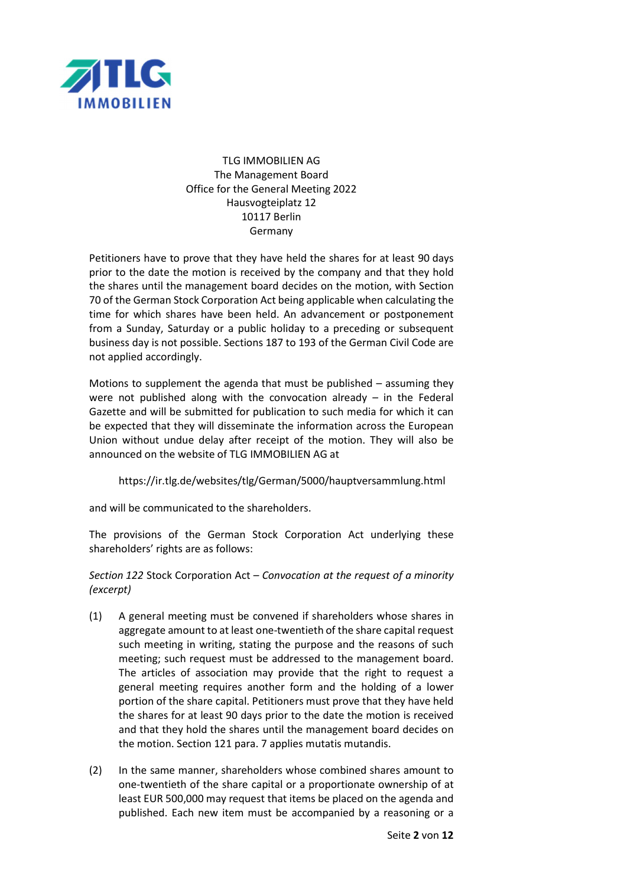TLG IMMOBILIEN AG
The Management Board
Office for the General Meeting 2022
Hausvogteiplatz 12
10117 Berlin
Germany

Petitioners have to prove that they have held the shares for at least 90 days prior to the date the motion is received by the company and that they hold the shares until the management board decides on the motion, with Section 70 of the German Stock Corporation Act being applicable when calculating the time for which shares have been held. An advancement or postponement from a Sunday, Saturday or a public holiday to a preceding or subsequent business day is not possible. Sections 187 to 193 of the German Civil Code are not applied accordingly.

Motions to supplement the agenda that must be published – assuming they were not published along with the convocation already – in the Federal Gazette and will be submitted for publication to such media for which it can be expected that they will disseminate the information across the European Union without undue delay after receipt of the motion. They will also be announced on the website of TLG IMMOBILIEN AG at

https://ir.tlg.de/websites/tlg/German/5000/hauptversammlung.html

and will be communicated to the shareholders.

The provisions of the German Stock Corporation Act underlying these shareholders' rights are as follows:

*Section 122* Stock Corporation Act – *Convocation at the request of a minority (excerpt)*

(1) A general meeting must be convened if shareholders whose shares in aggregate amount to at least one-twentieth of the share capital request such meeting in writing, stating the purpose and the reasons of such meeting; such request must be addressed to the management board. The articles of association may provide that the right to request a general meeting requires another form and the holding of a lower portion of the share capital. Petitioners must prove that they have held the shares for at least 90 days prior to the date the motion is received and that they hold the shares until the management board decides on the motion. Section 121 para. 7 applies mutatis mutandis.

(2) In the same manner, shareholders whose combined shares amount to one-twentieth of the share capital or a proportionate ownership of at least EUR 500,000 may request that items be placed on the agenda and published. Each new item must be accompanied by a reasoning or a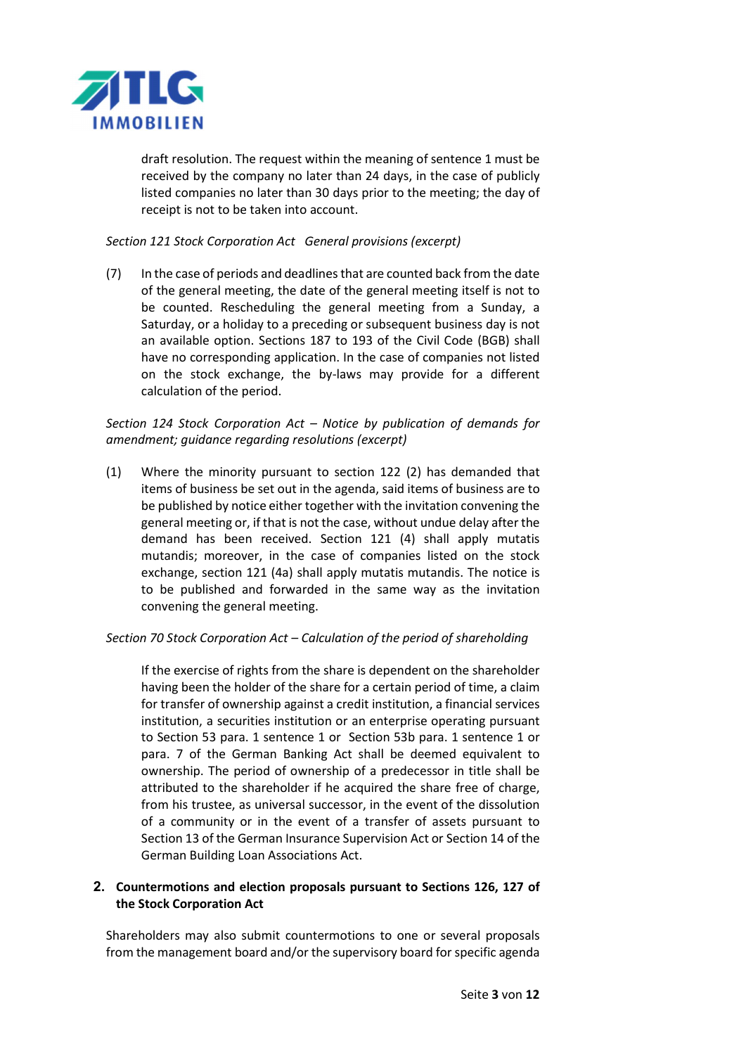draft resolution. The request within the meaning of sentence 1 must be received by the company no later than 24 days, in the case of publicly listed companies no later than 30 days prior to the meeting; the day of receipt is not to be taken into account.

*Section 121 Stock Corporation Act General provisions (excerpt)*

(7) In the case of periods and deadlines that are counted back from the date of the general meeting, the date of the general meeting itself is not to be counted. Rescheduling the general meeting from a Sunday, a Saturday, or a holiday to a preceding or subsequent business day is not an available option. Sections 187 to 193 of the Civil Code (BGB) shall have no corresponding application. In the case of companies not listed on the stock exchange, the by-laws may provide for a different calculation of the period.

*Section 124 Stock Corporation Act – Notice by publication of demands for amendment; guidance regarding resolutions (excerpt)*

(1) Where the minority pursuant to section 122 (2) has demanded that items of business be set out in the agenda, said items of business are to be published by notice either together with the invitation convening the general meeting or, if that is not the case, without undue delay after the demand has been received. Section 121 (4) shall apply mutatis mutandis; moreover, in the case of companies listed on the stock exchange, section 121 (4a) shall apply mutatis mutandis. The notice is to be published and forwarded in the same way as the invitation convening the general meeting.

*Section 70 Stock Corporation Act – Calculation of the period of shareholding*

If the exercise of rights from the share is dependent on the shareholder having been the holder of the share for a certain period of time, a claim for transfer of ownership against a credit institution, a financial services institution, a securities institution or an enterprise operating pursuant to Section 53 para. 1 sentence 1 or Section 53b para. 1 sentence 1 or para. 7 of the German Banking Act shall be deemed equivalent to ownership. The period of ownership of a predecessor in title shall be attributed to the shareholder if he acquired the share free of charge, from his trustee, as universal successor, in the event of the dissolution of a community or in the event of a transfer of assets pursuant to Section 13 of the German Insurance Supervision Act or Section 14 of the German Building Loan Associations Act.

## 2. Countermotions and election proposals pursuant to Sections 126, 127 of the Stock Corporation Act

Shareholders may also submit countermotions to one or several proposals from the management board and/or the supervisory board for specific agenda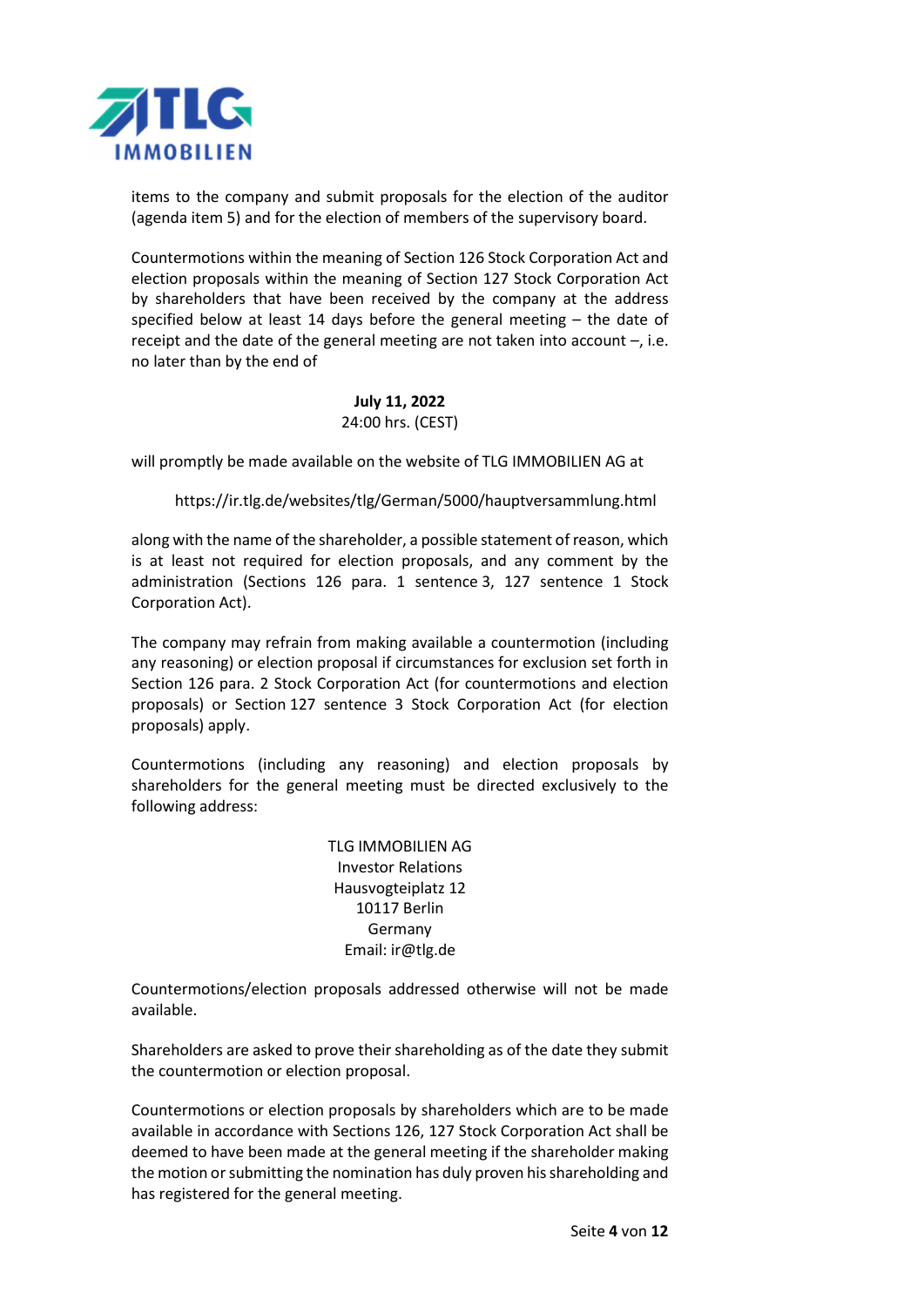items to the company and submit proposals for the election of the auditor (agenda item 5) and for the election of members of the supervisory board.

Countermotions within the meaning of Section 126 Stock Corporation Act and election proposals within the meaning of Section 127 Stock Corporation Act by shareholders that have been received by the company at the address specified below at least 14 days before the general meeting – the date of receipt and the date of the general meeting are not taken into account –, i.e. no later than by the end of

**July 11, 2022**
24:00 hrs. (CEST)

will promptly be made available on the website of TLG IMMOBILIEN AG at

https://ir.tlg.de/websites/tlg/German/5000/hauptversammlung.html

along with the name of the shareholder, a possible statement of reason, which is at least not required for election proposals, and any comment by the administration (Sections 126 para. 1 sentence 3, 127 sentence 1 Stock Corporation Act).

The company may refrain from making available a countermotion (including any reasoning) or election proposal if circumstances for exclusion set forth in Section 126 para. 2 Stock Corporation Act (for countermotions and election proposals) or Section 127 sentence 3 Stock Corporation Act (for election proposals) apply.

Countermotions (including any reasoning) and election proposals by shareholders for the general meeting must be directed exclusively to the following address:

TLG IMMOBILIEN AG
Investor Relations
Hausvogteiplatz 12
10117 Berlin
Germany
Email: ir@tlg.de

Countermotions/election proposals addressed otherwise will not be made available.

Shareholders are asked to prove their shareholding as of the date they submit the countermotion or election proposal.

Countermotions or election proposals by shareholders which are to be made available in accordance with Sections 126, 127 Stock Corporation Act shall be deemed to have been made at the general meeting if the shareholder making the motion or submitting the nomination has duly proven his shareholding and has registered for the general meeting.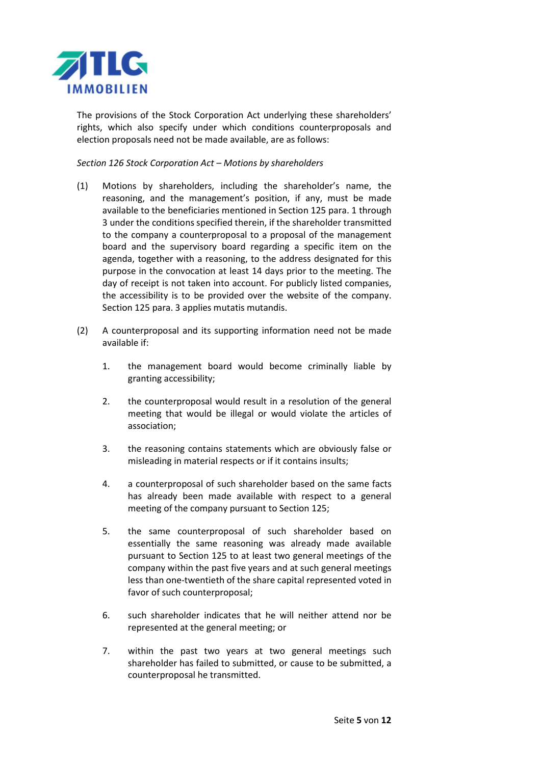The provisions of the Stock Corporation Act underlying these shareholders' rights, which also specify under which conditions counterproposals and election proposals need not be made available, are as follows:

*Section 126 Stock Corporation Act – Motions by shareholders*

(1) Motions by shareholders, including the shareholder's name, the reasoning, and the management's position, if any, must be made available to the beneficiaries mentioned in Section 125 para. 1 through 3 under the conditions specified therein, if the shareholder transmitted to the company a counterproposal to a proposal of the management board and the supervisory board regarding a specific item on the agenda, together with a reasoning, to the address designated for this purpose in the convocation at least 14 days prior to the meeting. The day of receipt is not taken into account. For publicly listed companies, the accessibility is to be provided over the website of the company. Section 125 para. 3 applies mutatis mutandis.

(2) A counterproposal and its supporting information need not be made available if:

1. the management board would become criminally liable by granting accessibility;

2. the counterproposal would result in a resolution of the general meeting that would be illegal or would violate the articles of association;

3. the reasoning contains statements which are obviously false or misleading in material respects or if it contains insults;

4. a counterproposal of such shareholder based on the same facts has already been made available with respect to a general meeting of the company pursuant to Section 125;

5. the same counterproposal of such shareholder based on essentially the same reasoning was already made available pursuant to Section 125 to at least two general meetings of the company within the past five years and at such general meetings less than one-twentieth of the share capital represented voted in favor of such counterproposal;

6. such shareholder indicates that he will neither attend nor be represented at the general meeting; or

7. within the past two years at two general meetings such shareholder has failed to submitted, or cause to be submitted, a counterproposal he transmitted.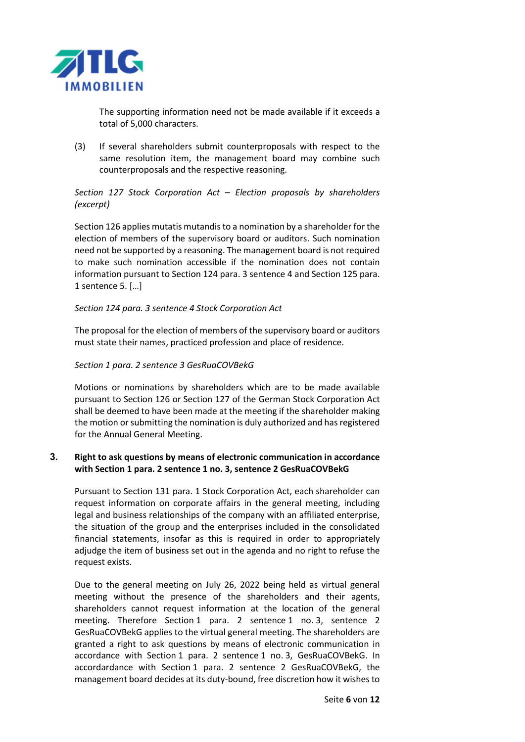The supporting information need not be made available if it exceeds a total of 5,000 characters.

(3) If several shareholders submit counterproposals with respect to the same resolution item, the management board may combine such counterproposals and the respective reasoning.

*Section 127 Stock Corporation Act – Election proposals by shareholders (excerpt)*

Section 126 applies mutatis mutandis to a nomination by a shareholder for the election of members of the supervisory board or auditors. Such nomination need not be supported by a reasoning. The management board is not required to make such nomination accessible if the nomination does not contain information pursuant to Section 124 para. 3 sentence 4 and Section 125 para. 1 sentence 5. […]

*Section 124 para. 3 sentence 4 Stock Corporation Act*

The proposal for the election of members of the supervisory board or auditors must state their names, practiced profession and place of residence.

*Section 1 para. 2 sentence 3 GesRuaCOVBekG*

Motions or nominations by shareholders which are to be made available pursuant to Section 126 or Section 127 of the German Stock Corporation Act shall be deemed to have been made at the meeting if the shareholder making the motion or submitting the nomination is duly authorized and has registered for the Annual General Meeting.

### 3. Right to ask questions by means of electronic communication in accordance with Section 1 para. 2 sentence 1 no. 3, sentence 2 GesRuaCOVBekG

Pursuant to Section 131 para. 1 Stock Corporation Act, each shareholder can request information on corporate affairs in the general meeting, including legal and business relationships of the company with an affiliated enterprise, the situation of the group and the enterprises included in the consolidated financial statements, insofar as this is required in order to appropriately adjudge the item of business set out in the agenda and no right to refuse the request exists.

Due to the general meeting on July 26, 2022 being held as virtual general meeting without the presence of the shareholders and their agents, shareholders cannot request information at the location of the general meeting. Therefore Section 1 para. 2 sentence 1 no. 3, sentence 2 GesRuaCOVBekG applies to the virtual general meeting. The shareholders are granted a right to ask questions by means of electronic communication in accordance with Section 1 para. 2 sentence 1 no. 3, GesRuaCOVBekG. In accordardance with Section 1 para. 2 sentence 2 GesRuaCOVBekG, the management board decides at its duty-bound, free discretion how it wishes to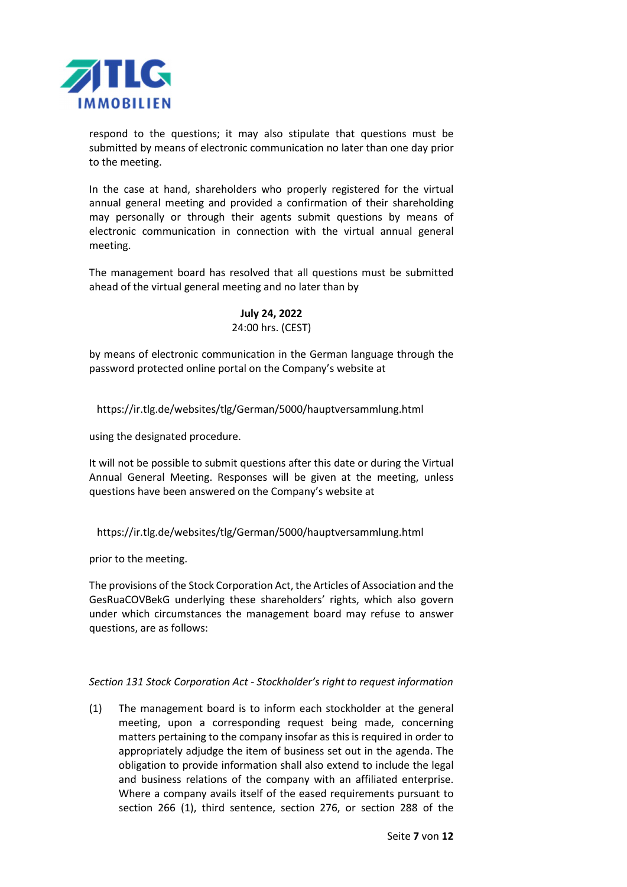respond to the questions; it may also stipulate that questions must be submitted by means of electronic communication no later than one day prior to the meeting.

In the case at hand, shareholders who properly registered for the virtual annual general meeting and provided a confirmation of their shareholding may personally or through their agents submit questions by means of electronic communication in connection with the virtual annual general meeting.

The management board has resolved that all questions must be submitted ahead of the virtual general meeting and no later than by

**July 24, 2022**
24:00 hrs. (CEST)

by means of electronic communication in the German language through the password protected online portal on the Company's website at

https://ir.tlg.de/websites/tlg/German/5000/hauptversammlung.html

using the designated procedure.

It will not be possible to submit questions after this date or during the Virtual Annual General Meeting. Responses will be given at the meeting, unless questions have been answered on the Company's website at

https://ir.tlg.de/websites/tlg/German/5000/hauptversammlung.html

prior to the meeting.

The provisions of the Stock Corporation Act, the Articles of Association and the GesRuaCOVBekG underlying these shareholders' rights, which also govern under which circumstances the management board may refuse to answer questions, are as follows:

*Section 131 Stock Corporation Act - Stockholder's right to request information*

(1) The management board is to inform each stockholder at the general meeting, upon a corresponding request being made, concerning matters pertaining to the company insofar as this is required in order to appropriately adjudge the item of business set out in the agenda. The obligation to provide information shall also extend to include the legal and business relations of the company with an affiliated enterprise. Where a company avails itself of the eased requirements pursuant to section 266 (1), third sentence, section 276, or section 288 of the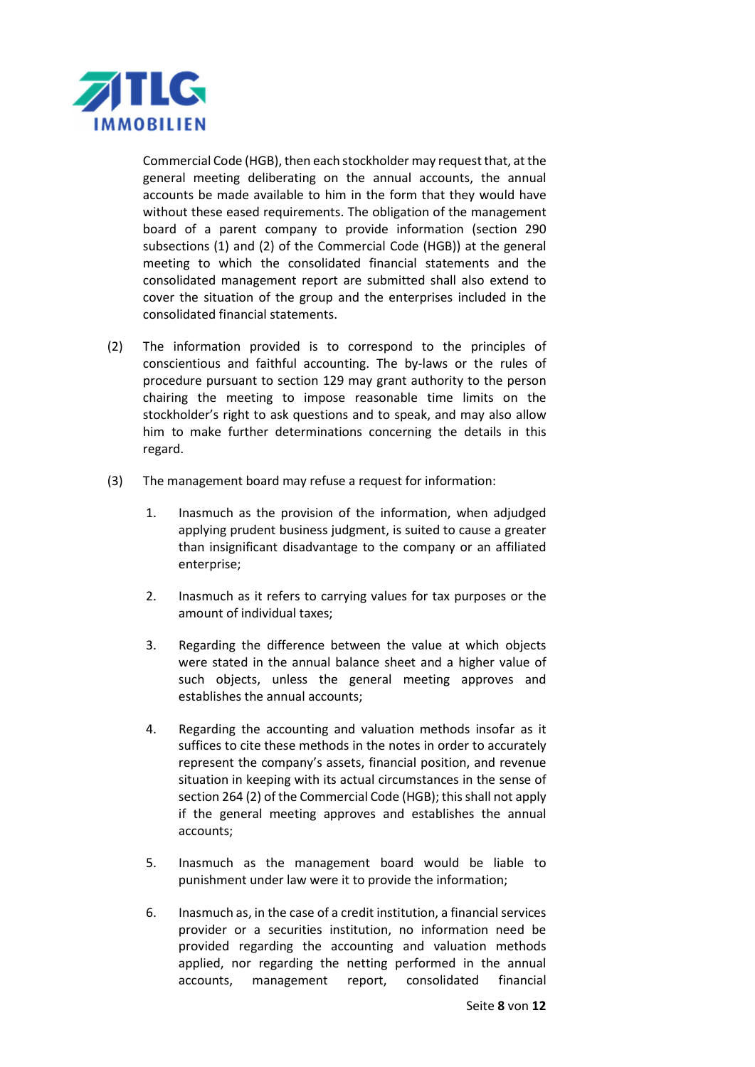Commercial Code (HGB), then each stockholder may request that, at the general meeting deliberating on the annual accounts, the annual accounts be made available to him in the form that they would have without these eased requirements. The obligation of the management board of a parent company to provide information (section 290 subsections (1) and (2) of the Commercial Code (HGB)) at the general meeting to which the consolidated financial statements and the consolidated management report are submitted shall also extend to cover the situation of the group and the enterprises included in the consolidated financial statements.

(2) The information provided is to correspond to the principles of conscientious and faithful accounting. The by-laws or the rules of procedure pursuant to section 129 may grant authority to the person chairing the meeting to impose reasonable time limits on the stockholder's right to ask questions and to speak, and may also allow him to make further determinations concerning the details in this regard.

(3) The management board may refuse a request for information:

1. Inasmuch as the provision of the information, when adjudged applying prudent business judgment, is suited to cause a greater than insignificant disadvantage to the company or an affiliated enterprise;

2. Inasmuch as it refers to carrying values for tax purposes or the amount of individual taxes;

3. Regarding the difference between the value at which objects were stated in the annual balance sheet and a higher value of such objects, unless the general meeting approves and establishes the annual accounts;

4. Regarding the accounting and valuation methods insofar as it suffices to cite these methods in the notes in order to accurately represent the company's assets, financial position, and revenue situation in keeping with its actual circumstances in the sense of section 264 (2) of the Commercial Code (HGB); this shall not apply if the general meeting approves and establishes the annual accounts;

5. Inasmuch as the management board would be liable to punishment under law were it to provide the information;

6. Inasmuch as, in the case of a credit institution, a financial services provider or a securities institution, no information need be provided regarding the accounting and valuation methods applied, nor regarding the netting performed in the annual accounts, management report, consolidated financial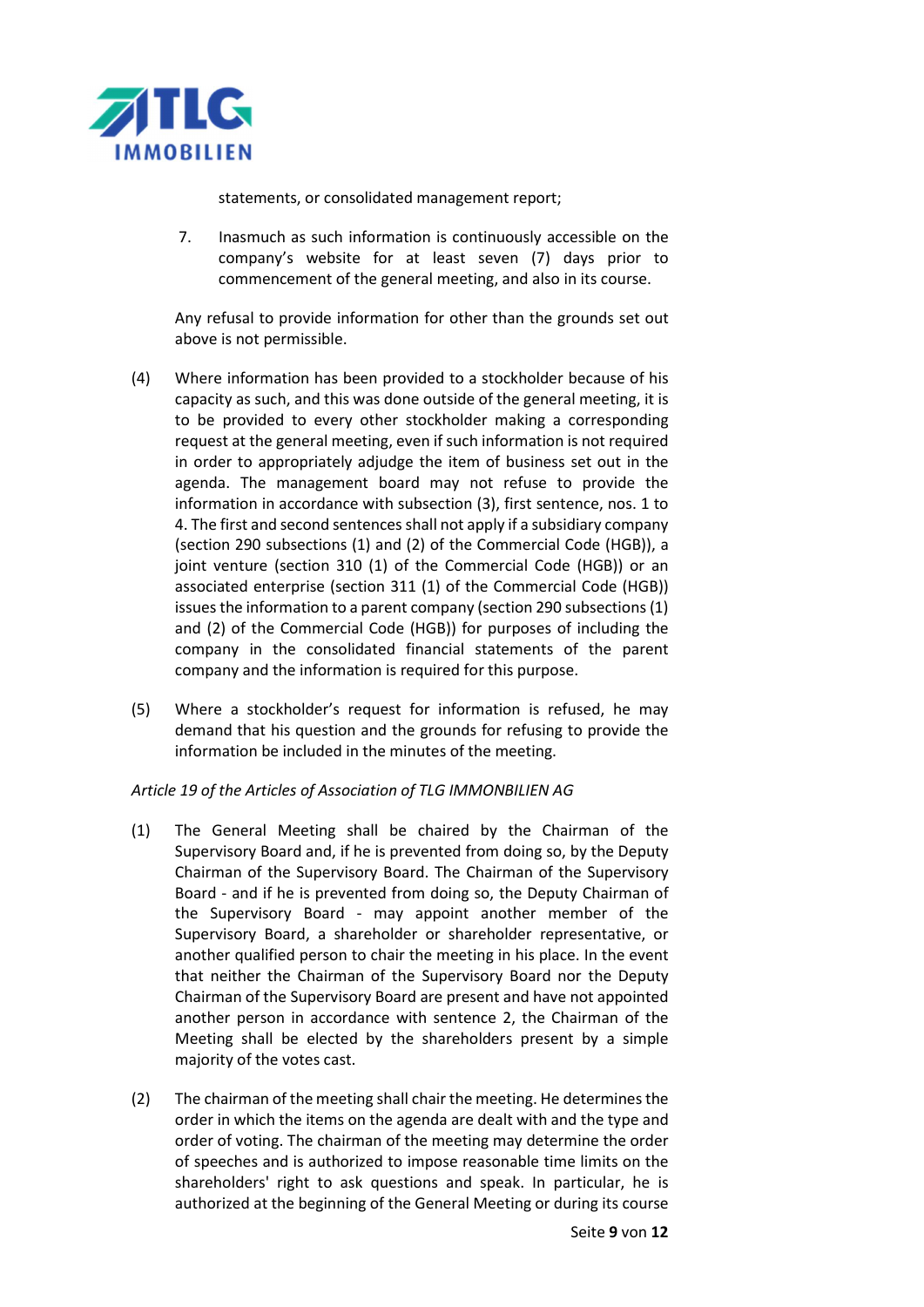statements, or consolidated management report;

7. Inasmuch as such information is continuously accessible on the company's website for at least seven (7) days prior to commencement of the general meeting, and also in its course.

Any refusal to provide information for other than the grounds set out above is not permissible.

(4) Where information has been provided to a stockholder because of his capacity as such, and this was done outside of the general meeting, it is to be provided to every other stockholder making a corresponding request at the general meeting, even if such information is not required in order to appropriately adjudge the item of business set out in the agenda. The management board may not refuse to provide the information in accordance with subsection (3), first sentence, nos. 1 to 4. The first and second sentences shall not apply if a subsidiary company (section 290 subsections (1) and (2) of the Commercial Code (HGB)), a joint venture (section 310 (1) of the Commercial Code (HGB)) or an associated enterprise (section 311 (1) of the Commercial Code (HGB)) issues the information to a parent company (section 290 subsections (1) and (2) of the Commercial Code (HGB)) for purposes of including the company in the consolidated financial statements of the parent company and the information is required for this purpose.

(5) Where a stockholder's request for information is refused, he may demand that his question and the grounds for refusing to provide the information be included in the minutes of the meeting.

*Article 19 of the Articles of Association of TLG IMMONBILIEN AG*

(1) The General Meeting shall be chaired by the Chairman of the Supervisory Board and, if he is prevented from doing so, by the Deputy Chairman of the Supervisory Board. The Chairman of the Supervisory Board - and if he is prevented from doing so, the Deputy Chairman of the Supervisory Board - may appoint another member of the Supervisory Board, a shareholder or shareholder representative, or another qualified person to chair the meeting in his place. In the event that neither the Chairman of the Supervisory Board nor the Deputy Chairman of the Supervisory Board are present and have not appointed another person in accordance with sentence 2, the Chairman of the Meeting shall be elected by the shareholders present by a simple majority of the votes cast.

(2) The chairman of the meeting shall chair the meeting. He determines the order in which the items on the agenda are dealt with and the type and order of voting. The chairman of the meeting may determine the order of speeches and is authorized to impose reasonable time limits on the shareholders' right to ask questions and speak. In particular, he is authorized at the beginning of the General Meeting or during its course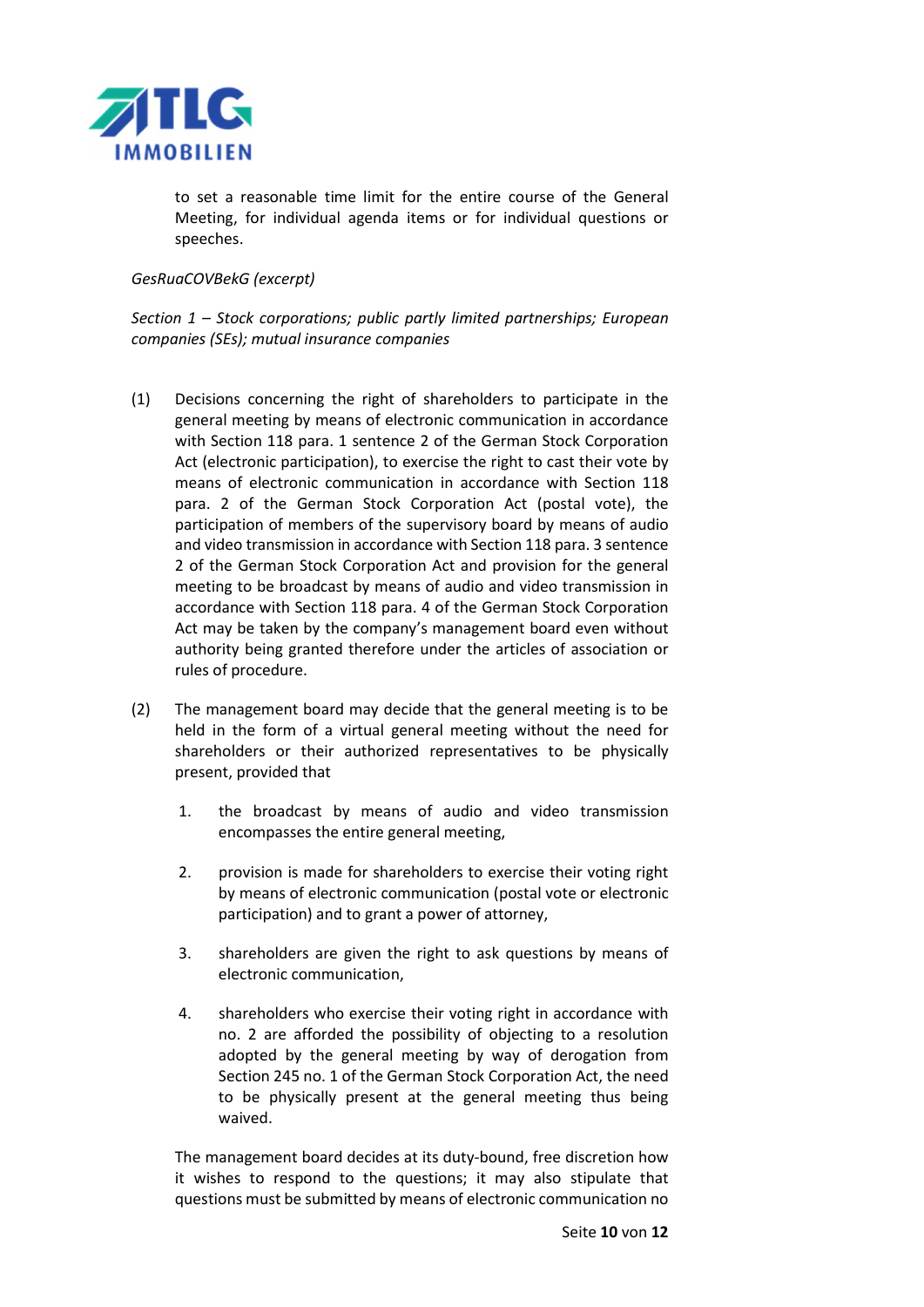to set a reasonable time limit for the entire course of the General Meeting, for individual agenda items or for individual questions or speeches.

*GesRuaCOVBekG (excerpt)*

*Section 1 – Stock corporations; public partly limited partnerships; European companies (SEs); mutual insurance companies*

(1) Decisions concerning the right of shareholders to participate in the general meeting by means of electronic communication in accordance with Section 118 para. 1 sentence 2 of the German Stock Corporation Act (electronic participation), to exercise the right to cast their vote by means of electronic communication in accordance with Section 118 para. 2 of the German Stock Corporation Act (postal vote), the participation of members of the supervisory board by means of audio and video transmission in accordance with Section 118 para. 3 sentence 2 of the German Stock Corporation Act and provision for the general meeting to be broadcast by means of audio and video transmission in accordance with Section 118 para. 4 of the German Stock Corporation Act may be taken by the company's management board even without authority being granted therefore under the articles of association or rules of procedure.

(2) The management board may decide that the general meeting is to be held in the form of a virtual general meeting without the need for shareholders or their authorized representatives to be physically present, provided that

1. the broadcast by means of audio and video transmission encompasses the entire general meeting,

2. provision is made for shareholders to exercise their voting right by means of electronic communication (postal vote or electronic participation) and to grant a power of attorney,

3. shareholders are given the right to ask questions by means of electronic communication,

4. shareholders who exercise their voting right in accordance with no. 2 are afforded the possibility of objecting to a resolution adopted by the general meeting by way of derogation from Section 245 no. 1 of the German Stock Corporation Act, the need to be physically present at the general meeting thus being waived.

The management board decides at its duty-bound, free discretion how it wishes to respond to the questions; it may also stipulate that questions must be submitted by means of electronic communication no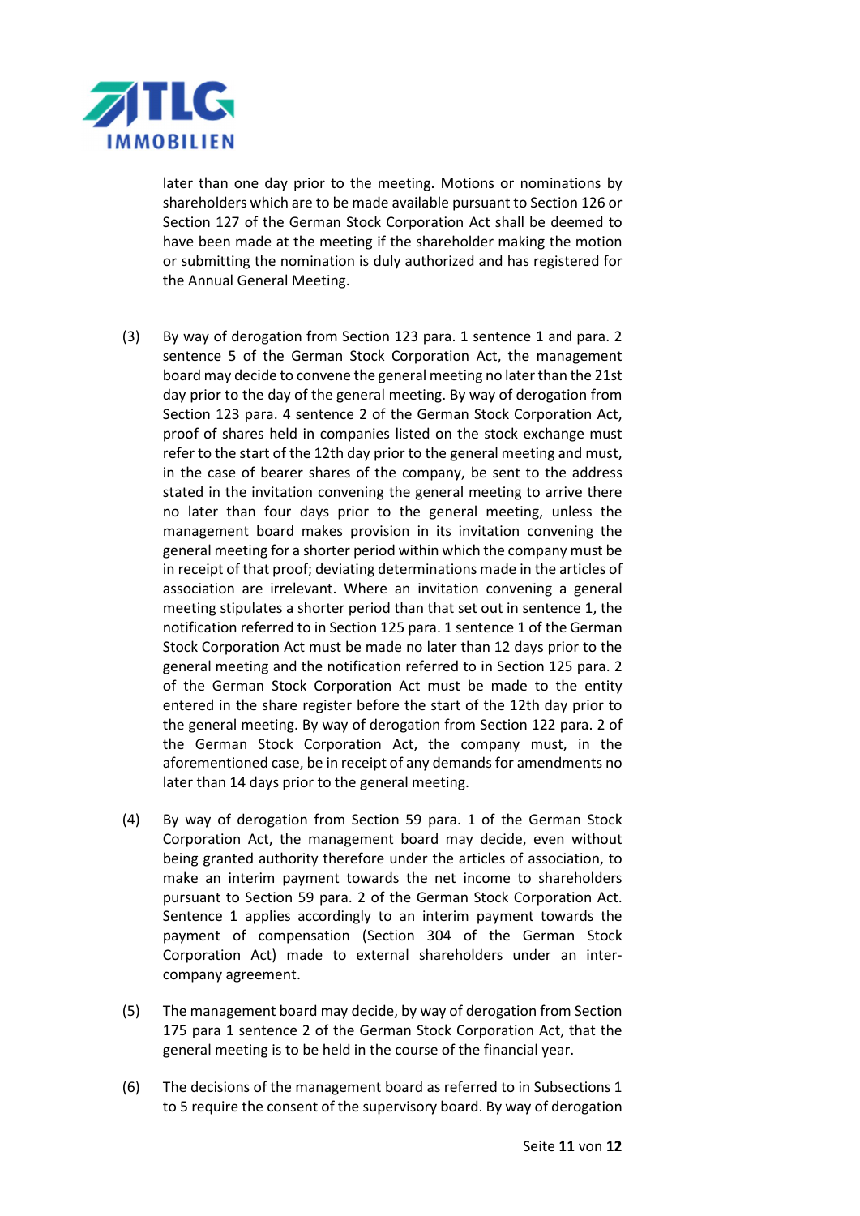later than one day prior to the meeting. Motions or nominations by shareholders which are to be made available pursuant to Section 126 or Section 127 of the German Stock Corporation Act shall be deemed to have been made at the meeting if the shareholder making the motion or submitting the nomination is duly authorized and has registered for the Annual General Meeting.

(3) By way of derogation from Section 123 para. 1 sentence 1 and para. 2 sentence 5 of the German Stock Corporation Act, the management board may decide to convene the general meeting no later than the 21st day prior to the day of the general meeting. By way of derogation from Section 123 para. 4 sentence 2 of the German Stock Corporation Act, proof of shares held in companies listed on the stock exchange must refer to the start of the 12th day prior to the general meeting and must, in the case of bearer shares of the company, be sent to the address stated in the invitation convening the general meeting to arrive there no later than four days prior to the general meeting, unless the management board makes provision in its invitation convening the general meeting for a shorter period within which the company must be in receipt of that proof; deviating determinations made in the articles of association are irrelevant. Where an invitation convening a general meeting stipulates a shorter period than that set out in sentence 1, the notification referred to in Section 125 para. 1 sentence 1 of the German Stock Corporation Act must be made no later than 12 days prior to the general meeting and the notification referred to in Section 125 para. 2 of the German Stock Corporation Act must be made to the entity entered in the share register before the start of the 12th day prior to the general meeting. By way of derogation from Section 122 para. 2 of the German Stock Corporation Act, the company must, in the aforementioned case, be in receipt of any demands for amendments no later than 14 days prior to the general meeting.

(4) By way of derogation from Section 59 para. 1 of the German Stock Corporation Act, the management board may decide, even without being granted authority therefore under the articles of association, to make an interim payment towards the net income to shareholders pursuant to Section 59 para. 2 of the German Stock Corporation Act. Sentence 1 applies accordingly to an interim payment towards the payment of compensation (Section 304 of the German Stock Corporation Act) made to external shareholders under an inter-company agreement.

(5) The management board may decide, by way of derogation from Section 175 para 1 sentence 2 of the German Stock Corporation Act, that the general meeting is to be held in the course of the financial year.

(6) The decisions of the management board as referred to in Subsections 1 to 5 require the consent of the supervisory board. By way of derogation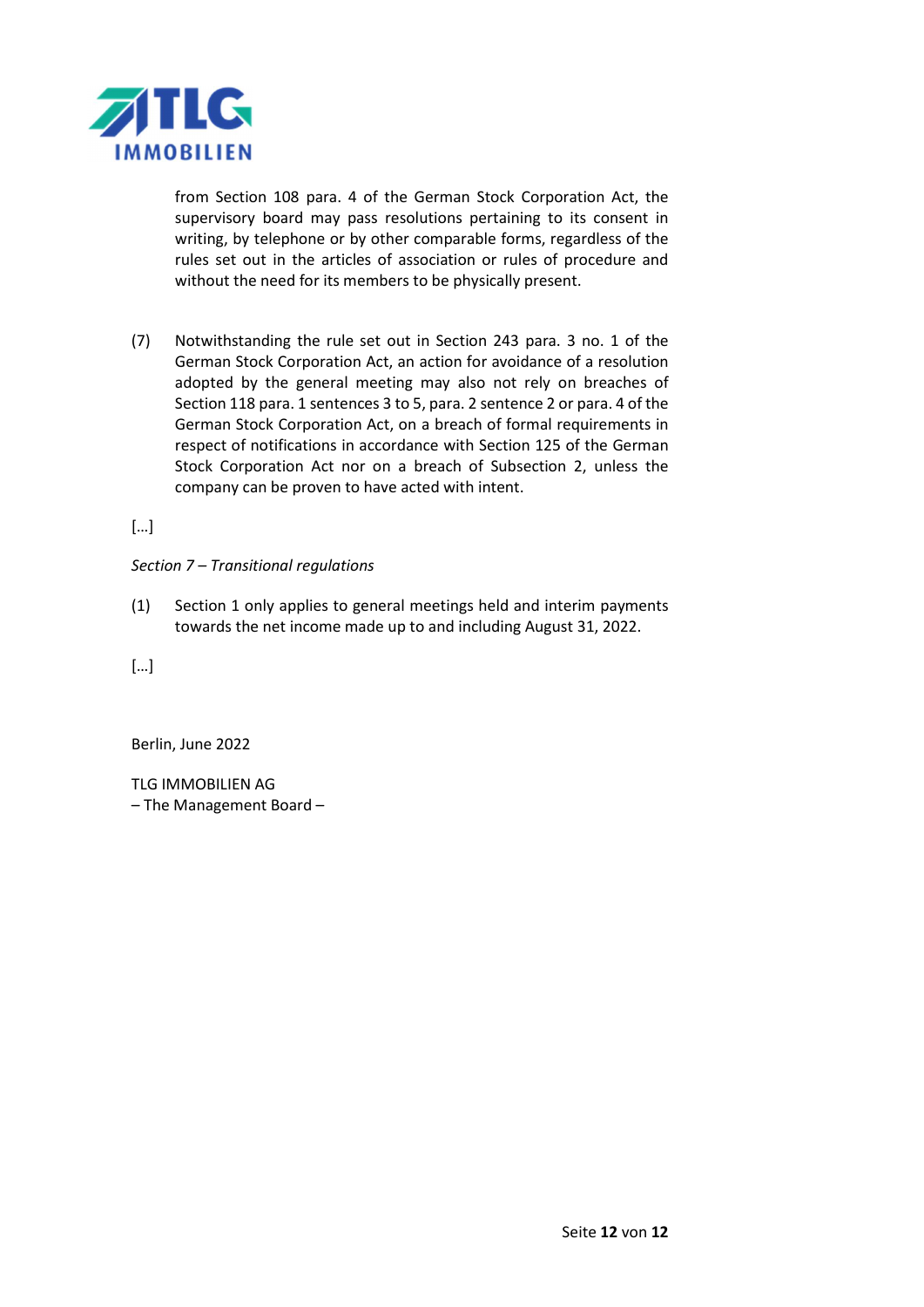from Section 108 para. 4 of the German Stock Corporation Act, the supervisory board may pass resolutions pertaining to its consent in writing, by telephone or by other comparable forms, regardless of the rules set out in the articles of association or rules of procedure and without the need for its members to be physically present.

(7) Notwithstanding the rule set out in Section 243 para. 3 no. 1 of the German Stock Corporation Act, an action for avoidance of a resolution adopted by the general meeting may also not rely on breaches of Section 118 para. 1 sentences 3 to 5, para. 2 sentence 2 or para. 4 of the German Stock Corporation Act, on a breach of formal requirements in respect of notifications in accordance with Section 125 of the German Stock Corporation Act nor on a breach of Subsection 2, unless the company can be proven to have acted with intent.

[…]

*Section 7 – Transitional regulations*

(1) Section 1 only applies to general meetings held and interim payments towards the net income made up to and including August 31, 2022.

[…]

Berlin, June 2022

TLG IMMOBILIEN AG
– The Management Board –